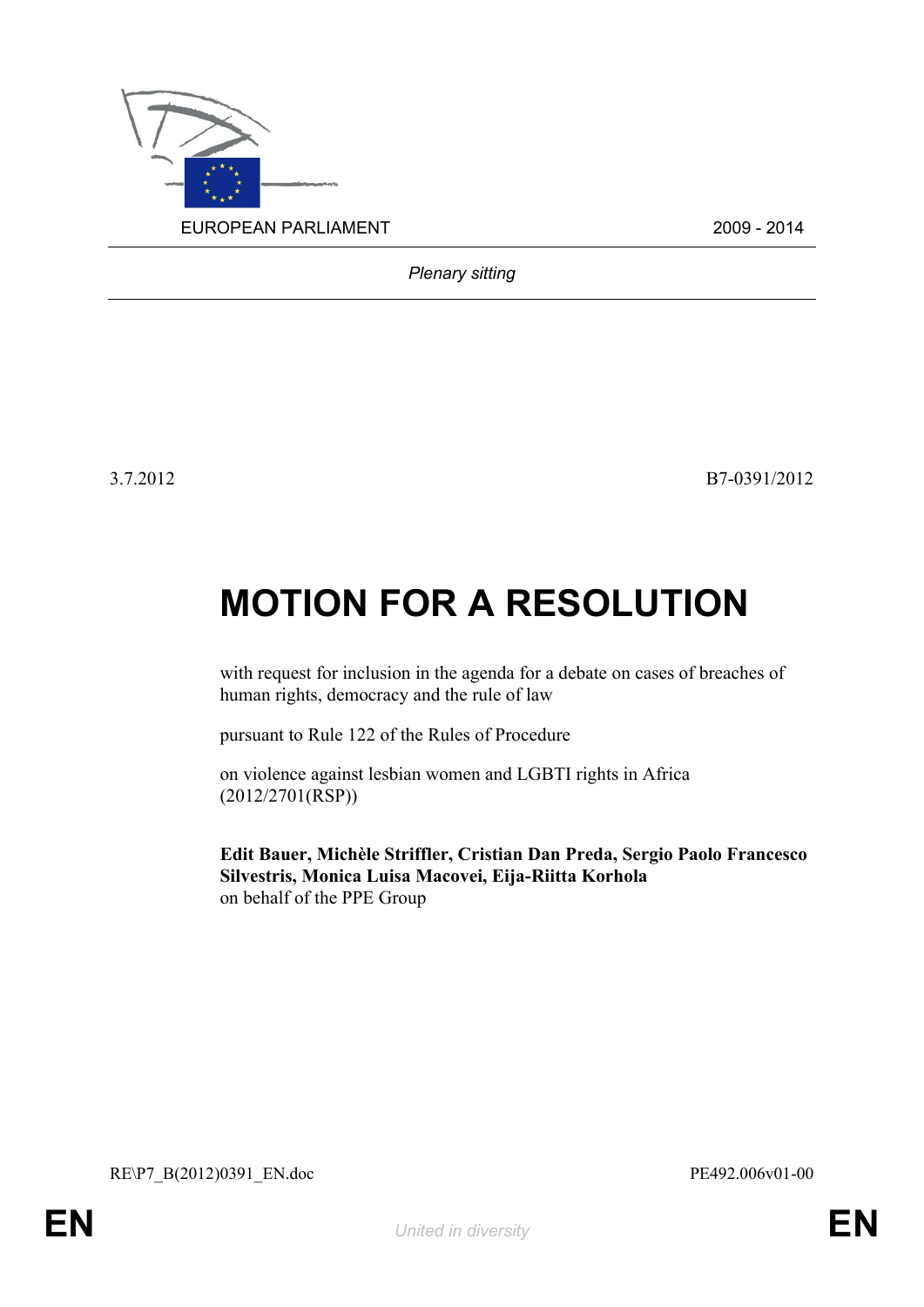EUROPEAN PARLIAMENT 2009 - 2014

*Plenary sitting*

3.7.2012 B7-0391/2012

# MOTION FOR A RESOLUTION

with request for inclusion in the agenda for a debate on cases of breaches of human rights, democracy and the rule of law

pursuant to Rule 122 of the Rules of Procedure

on violence against lesbian women and LGBTI rights in Africa (2012/2701(RSP))

**Edit Bauer, Michèle Striffler, Cristian Dan Preda, Sergio Paolo Francesco Silvestris, Monica Luisa Macovei, Eija-Riitta Korhola**
on behalf of the PPE Group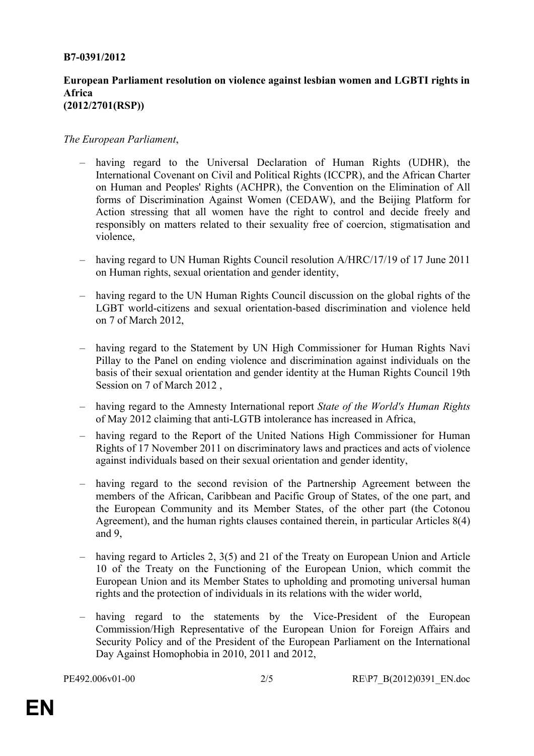**B7-0391/2012**

**European Parliament resolution on violence against lesbian women and LGBTI rights in Africa**
**(2012/2701(RSP))**

*The European Parliament*,

– having regard to the Universal Declaration of Human Rights (UDHR), the International Covenant on Civil and Political Rights (ICCPR), and the African Charter on Human and Peoples' Rights (ACHPR), the Convention on the Elimination of All forms of Discrimination Against Women (CEDAW), and the Beijing Platform for Action stressing that all women have the right to control and decide freely and responsibly on matters related to their sexuality free of coercion, stigmatisation and violence,

– having regard to UN Human Rights Council resolution A/HRC/17/19 of 17 June 2011 on Human rights, sexual orientation and gender identity,

– having regard to the UN Human Rights Council discussion on the global rights of the LGBT world-citizens and sexual orientation-based discrimination and violence held on 7 of March 2012,

– having regard to the Statement by UN High Commissioner for Human Rights Navi Pillay to the Panel on ending violence and discrimination against individuals on the basis of their sexual orientation and gender identity at the Human Rights Council 19th Session on 7 of March 2012 ,

– having regard to the Amnesty International report *State of the World's Human Rights* of May 2012 claiming that anti-LGTB intolerance has increased in Africa,

– having regard to the Report of the United Nations High Commissioner for Human Rights of 17 November 2011 on discriminatory laws and practices and acts of violence against individuals based on their sexual orientation and gender identity,

– having regard to the second revision of the Partnership Agreement between the members of the African, Caribbean and Pacific Group of States, of the one part, and the European Community and its Member States, of the other part (the Cotonou Agreement), and the human rights clauses contained therein, in particular Articles 8(4) and 9,

– having regard to Articles 2, 3(5) and 21 of the Treaty on European Union and Article 10 of the Treaty on the Functioning of the European Union, which commit the European Union and its Member States to upholding and promoting universal human rights and the protection of individuals in its relations with the wider world,

– having regard to the statements by the Vice-President of the European Commission/High Representative of the European Union for Foreign Affairs and Security Policy and of the President of the European Parliament on the International Day Against Homophobia in 2010, 2011 and 2012,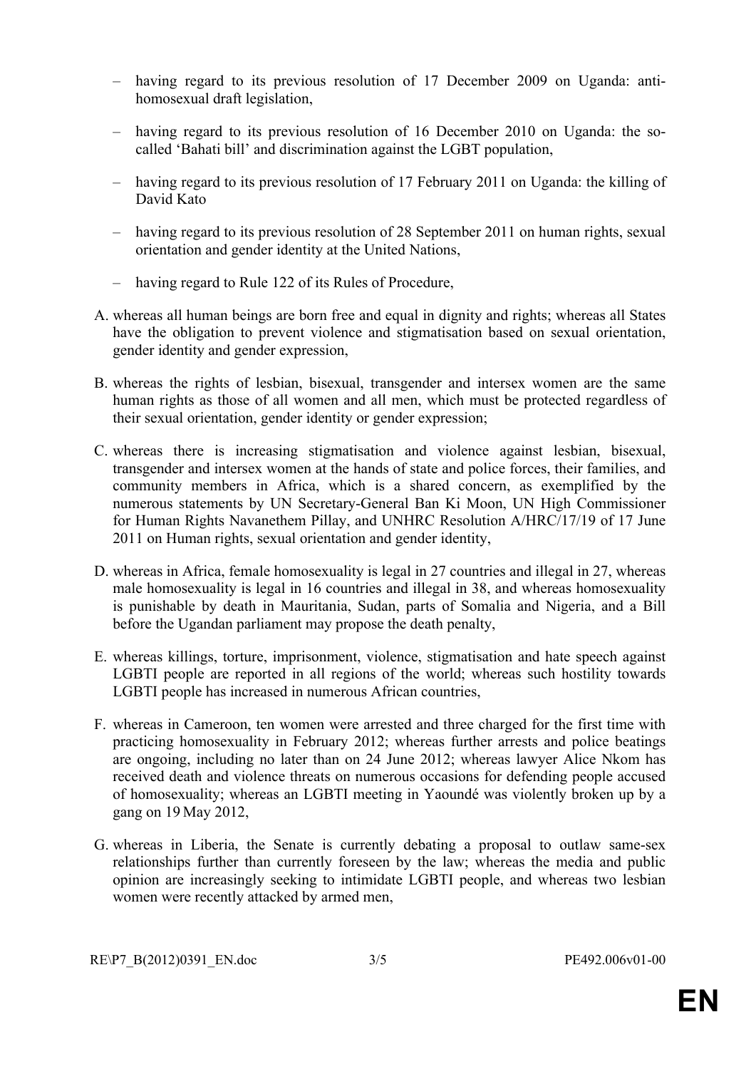– having regard to its previous resolution of 17 December 2009 on Uganda: anti-homosexual draft legislation,

– having regard to its previous resolution of 16 December 2010 on Uganda: the so-called 'Bahati bill' and discrimination against the LGBT population,

– having regard to its previous resolution of 17 February 2011 on Uganda: the killing of David Kato

– having regard to its previous resolution of 28 September 2011 on human rights, sexual orientation and gender identity at the United Nations,

– having regard to Rule 122 of its Rules of Procedure,

A. whereas all human beings are born free and equal in dignity and rights; whereas all States have the obligation to prevent violence and stigmatisation based on sexual orientation, gender identity and gender expression,

B. whereas the rights of lesbian, bisexual, transgender and intersex women are the same human rights as those of all women and all men, which must be protected regardless of their sexual orientation, gender identity or gender expression;

C. whereas there is increasing stigmatisation and violence against lesbian, bisexual, transgender and intersex women at the hands of state and police forces, their families, and community members in Africa, which is a shared concern, as exemplified by the numerous statements by UN Secretary-General Ban Ki Moon, UN High Commissioner for Human Rights Navanethem Pillay, and UNHRC Resolution A/HRC/17/19 of 17 June 2011 on Human rights, sexual orientation and gender identity,

D. whereas in Africa, female homosexuality is legal in 27 countries and illegal in 27, whereas male homosexuality is legal in 16 countries and illegal in 38, and whereas homosexuality is punishable by death in Mauritania, Sudan, parts of Somalia and Nigeria, and a Bill before the Ugandan parliament may propose the death penalty,

E. whereas killings, torture, imprisonment, violence, stigmatisation and hate speech against LGBTI people are reported in all regions of the world; whereas such hostility towards LGBTI people has increased in numerous African countries,

F. whereas in Cameroon, ten women were arrested and three charged for the first time with practicing homosexuality in February 2012; whereas further arrests and police beatings are ongoing, including no later than on 24 June 2012; whereas lawyer Alice Nkom has received death and violence threats on numerous occasions for defending people accused of homosexuality; whereas an LGBTI meeting in Yaoundé was violently broken up by a gang on 19 May 2012,

G. whereas in Liberia, the Senate is currently debating a proposal to outlaw same-sex relationships further than currently foreseen by the law; whereas the media and public opinion are increasingly seeking to intimidate LGBTI people, and whereas two lesbian women were recently attacked by armed men,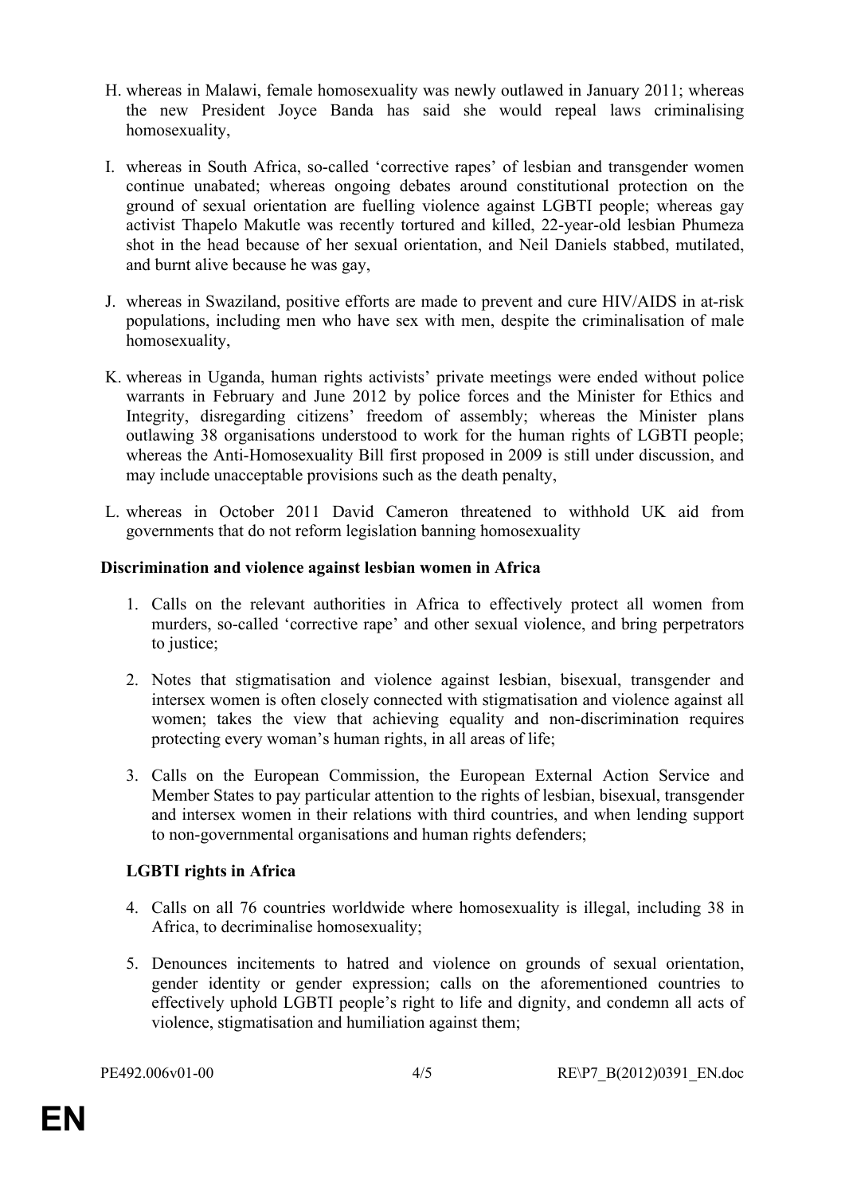H. whereas in Malawi, female homosexuality was newly outlawed in January 2011; whereas the new President Joyce Banda has said she would repeal laws criminalising homosexuality,

I. whereas in South Africa, so-called 'corrective rapes' of lesbian and transgender women continue unabated; whereas ongoing debates around constitutional protection on the ground of sexual orientation are fuelling violence against LGBTI people; whereas gay activist Thapelo Makutle was recently tortured and killed, 22-year-old lesbian Phumeza shot in the head because of her sexual orientation, and Neil Daniels stabbed, mutilated, and burnt alive because he was gay,

J. whereas in Swaziland, positive efforts are made to prevent and cure HIV/AIDS in at-risk populations, including men who have sex with men, despite the criminalisation of male homosexuality,

K. whereas in Uganda, human rights activists' private meetings were ended without police warrants in February and June 2012 by police forces and the Minister for Ethics and Integrity, disregarding citizens' freedom of assembly; whereas the Minister plans outlawing 38 organisations understood to work for the human rights of LGBTI people; whereas the Anti-Homosexuality Bill first proposed in 2009 is still under discussion, and may include unacceptable provisions such as the death penalty,

L. whereas in October 2011 David Cameron threatened to withhold UK aid from governments that do not reform legislation banning homosexuality

**Discrimination and violence against lesbian women in Africa**

1. Calls on the relevant authorities in Africa to effectively protect all women from murders, so-called 'corrective rape' and other sexual violence, and bring perpetrators to justice;

2. Notes that stigmatisation and violence against lesbian, bisexual, transgender and intersex women is often closely connected with stigmatisation and violence against all women; takes the view that achieving equality and non-discrimination requires protecting every woman's human rights, in all areas of life;

3. Calls on the European Commission, the European External Action Service and Member States to pay particular attention to the rights of lesbian, bisexual, transgender and intersex women in their relations with third countries, and when lending support to non-governmental organisations and human rights defenders;

**LGBTI rights in Africa**

4. Calls on all 76 countries worldwide where homosexuality is illegal, including 38 in Africa, to decriminalise homosexuality;

5. Denounces incitements to hatred and violence on grounds of sexual orientation, gender identity or gender expression; calls on the aforementioned countries to effectively uphold LGBTI people's right to life and dignity, and condemn all acts of violence, stigmatisation and humiliation against them;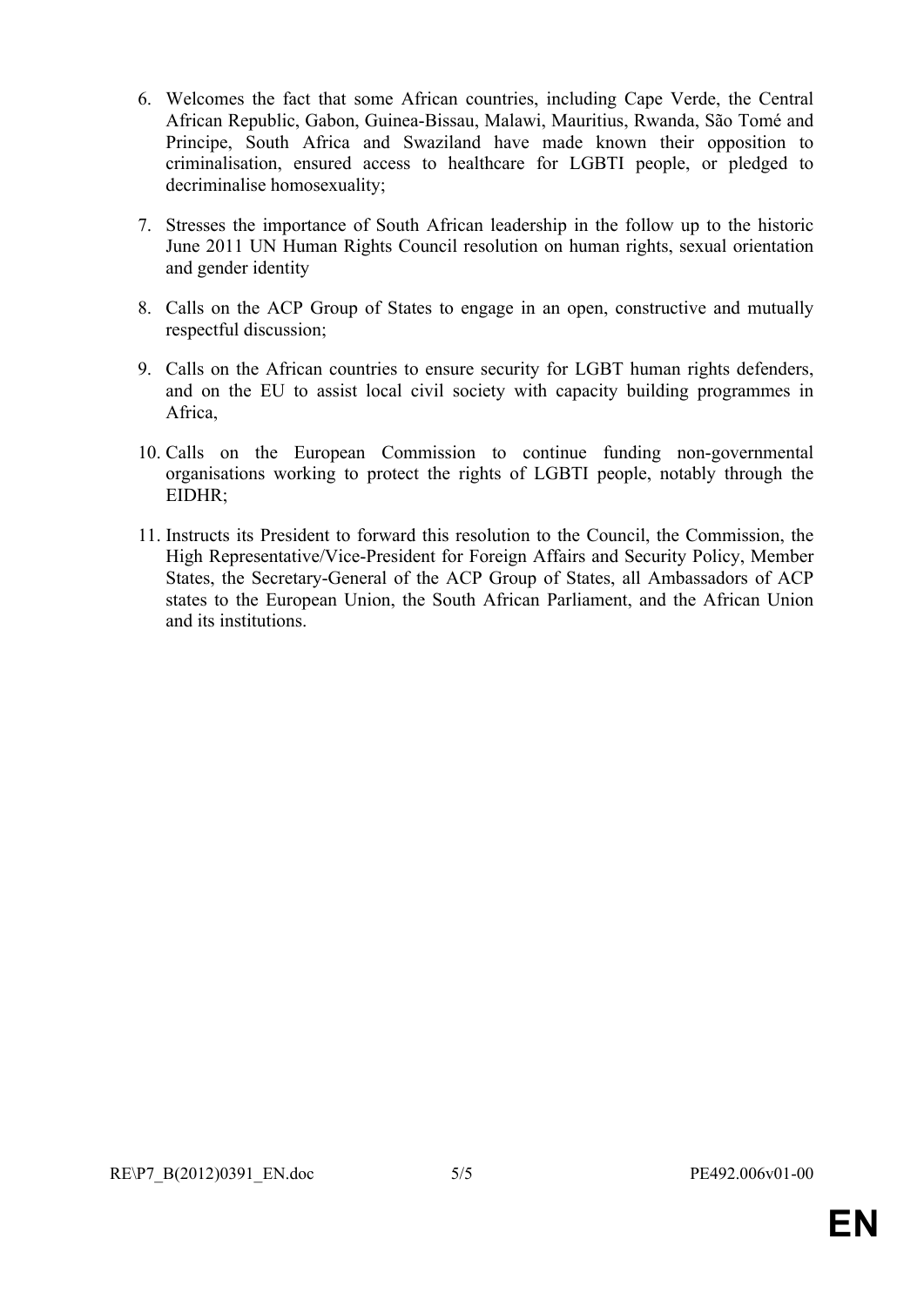6. Welcomes the fact that some African countries, including Cape Verde, the Central African Republic, Gabon, Guinea-Bissau, Malawi, Mauritius, Rwanda, São Tomé and Principe, South Africa and Swaziland have made known their opposition to criminalisation, ensured access to healthcare for LGBTI people, or pledged to decriminalise homosexuality;

7. Stresses the importance of South African leadership in the follow up to the historic June 2011 UN Human Rights Council resolution on human rights, sexual orientation and gender identity

8. Calls on the ACP Group of States to engage in an open, constructive and mutually respectful discussion;

9. Calls on the African countries to ensure security for LGBT human rights defenders, and on the EU to assist local civil society with capacity building programmes in Africa,

10. Calls on the European Commission to continue funding non-governmental organisations working to protect the rights of LGBTI people, notably through the EIDHR;

11. Instructs its President to forward this resolution to the Council, the Commission, the High Representative/Vice-President for Foreign Affairs and Security Policy, Member States, the Secretary-General of the ACP Group of States, all Ambassadors of ACP states to the European Union, the South African Parliament, and the African Union and its institutions.